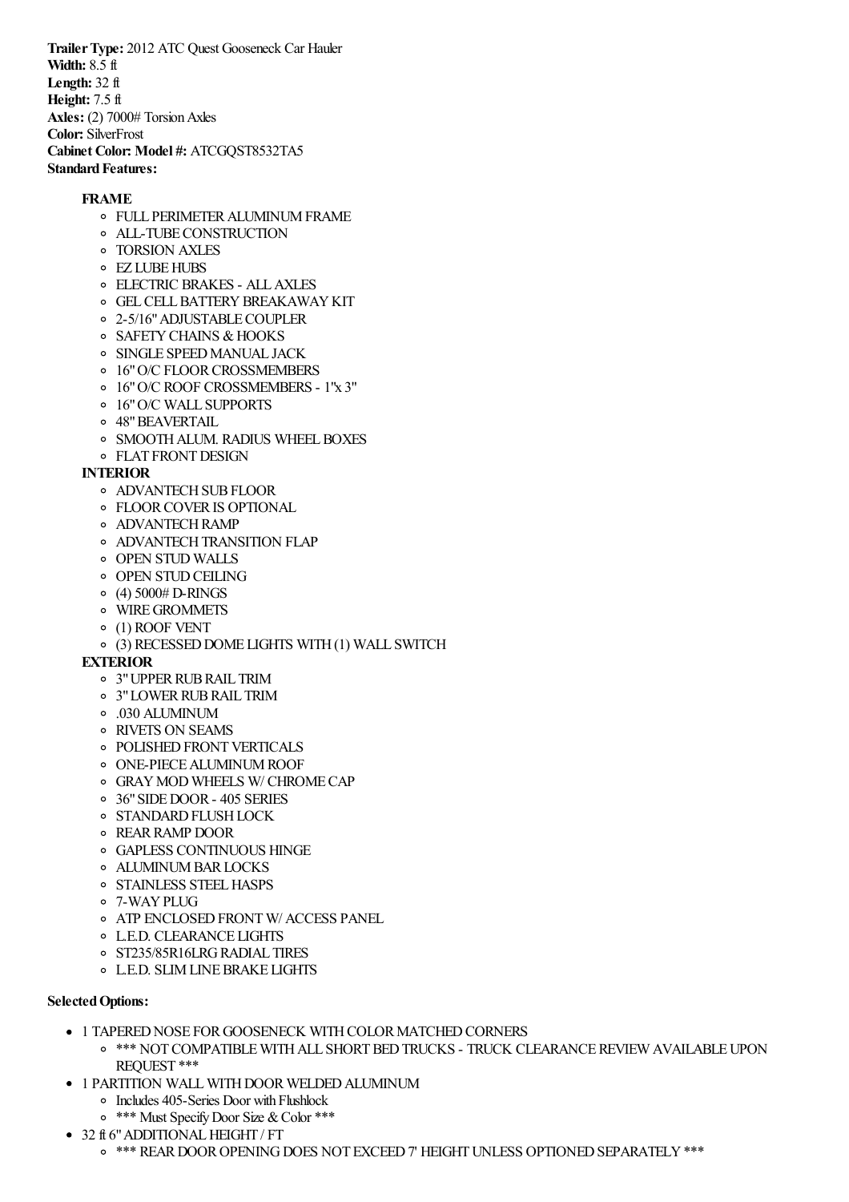**Trailer Type:** 2012 ATC Quest Gooseneck Car Hauler
**Width:** 8.5 ft
**Length:** 32 ft
**Height:** 7.5 ft
**Axles:** (2) 7000# Torsion Axles
**Color:** SilverFrost
**Cabinet Color: Model #:** ATCGQST8532TA5
**Standard Features:**

- **FRAME**
  - FULL PERIMETER ALUMINUM FRAME
  - ALL-TUBE CONSTRUCTION
  - TORSION AXLES
  - EZ LUBE HUBS
  - ELECTRIC BRAKES - ALL AXLES
  - GEL CELL BATTERY BREAKAWAY KIT
  - 2-5/16" ADJUSTABLE COUPLER
  - SAFETY CHAINS & HOOKS
  - SINGLE SPEED MANUAL JACK
  - 16" O/C FLOOR CROSSMEMBERS
  - 16" O/C ROOF CROSSMEMBERS - 1"x 3"
  - 16" O/C WALL SUPPORTS
  - 48" BEAVERTAIL
  - SMOOTH ALUM. RADIUS WHEEL BOXES
  - FLAT FRONT DESIGN
- **INTERIOR**
  - ADVANTECH SUB FLOOR
  - FLOOR COVER IS OPTIONAL
  - ADVANTECH RAMP
  - ADVANTECH TRANSITION FLAP
  - OPEN STUD WALLS
  - OPEN STUD CEILING
  - (4) 5000# D-RINGS
  - WIRE GROMMETS
  - (1) ROOF VENT
  - (3) RECESSED DOME LIGHTS WITH (1) WALL SWITCH
- **EXTERIOR**
  - 3" UPPER RUB RAIL TRIM
  - 3" LOWER RUB RAIL TRIM
  - .030 ALUMINUM
  - RIVETS ON SEAMS
  - POLISHED FRONT VERTICALS
  - ONE-PIECE ALUMINUM ROOF
  - GRAY MOD WHEELS W/ CHROME CAP
  - 36" SIDE DOOR - 405 SERIES
  - STANDARD FLUSH LOCK
  - REAR RAMP DOOR
  - GAPLESS CONTINUOUS HINGE
  - ALUMINUM BAR LOCKS
  - STAINLESS STEEL HASPS
  - 7-WAY PLUG
  - ATP ENCLOSED FRONT W/ ACCESS PANEL
  - L.E.D. CLEARANCE LIGHTS
  - ST235/85R16LRG RADIAL TIRES
  - L.E.D. SLIM LINE BRAKE LIGHTS

**Selected Options:**

- 1 TAPERED NOSE FOR GOOSENECK WITH COLOR MATCHED CORNERS
  - *** NOT COMPATIBLE WITH ALL SHORT BED TRUCKS - TRUCK CLEARANCE REVIEW AVAILABLE UPON REQUEST ***
- 1 PARTITION WALL WITH DOOR WELDED ALUMINUM
  - Includes 405-Series Door with Flushlock
  - *** Must Specify Door Size & Color ***
- 32 ft 6" ADDITIONAL HEIGHT / FT
  - *** REAR DOOR OPENING DOES NOT EXCEED 7' HEIGHT UNLESS OPTIONED SEPARATELY ***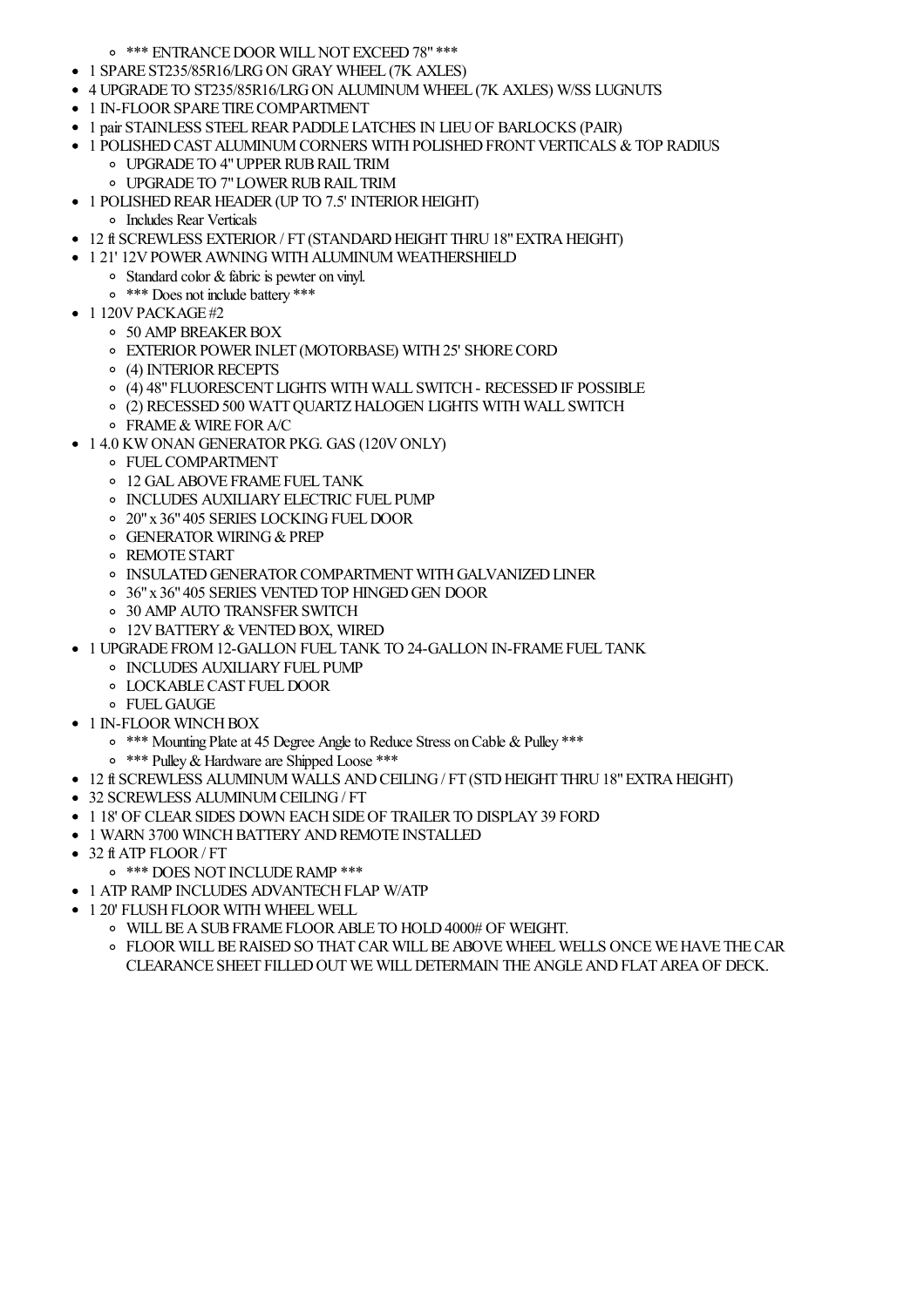- *** ENTRANCE DOOR WILL NOT EXCEED 78" ***
- 1 SPARE ST235/85R16/LRG ON GRAY WHEEL (7K AXLES)
- 4 UPGRADE TO ST235/85R16/LRG ON ALUMINUM WHEEL (7K AXLES) W/SS LUGNUTS
- 1 IN-FLOOR SPARE TIRE COMPARTMENT
- 1 pair STAINLESS STEEL REAR PADDLE LATCHES IN LIEU OF BARLOCKS (PAIR)
- 1 POLISHED CAST ALUMINUM CORNERS WITH POLISHED FRONT VERTICALS & TOP RADIUS
  - UPGRADE TO 4" UPPER RUB RAIL TRIM
  - UPGRADE TO 7" LOWER RUB RAIL TRIM
- 1 POLISHED REAR HEADER (UP TO 7.5' INTERIOR HEIGHT)
  - Includes Rear Verticals
- 12 ft SCREWLESS EXTERIOR / FT (STANDARD HEIGHT THRU 18" EXTRA HEIGHT)
- 1 21' 12V POWER AWNING WITH ALUMINUM WEATHERSHIELD
  - Standard color & fabric is pewter on vinyl.
  - *** Does not include battery ***
- 1 120V PACKAGE #2
  - 50 AMP BREAKER BOX
  - EXTERIOR POWER INLET (MOTORBASE) WITH 25' SHORE CORD
  - (4) INTERIOR RECEPTS
  - (4) 48" FLUORESCENT LIGHTS WITH WALL SWITCH - RECESSED IF POSSIBLE
  - (2) RECESSED 500 WATT QUARTZ HALOGEN LIGHTS WITH WALL SWITCH
  - FRAME & WIRE FOR A/C
- 1 4.0 KW ONAN GENERATOR PKG. GAS (120V ONLY)
  - FUEL COMPARTMENT
  - 12 GAL ABOVE FRAME FUEL TANK
  - INCLUDES AUXILIARY ELECTRIC FUEL PUMP
  - 20" x 36" 405 SERIES LOCKING FUEL DOOR
  - GENERATOR WIRING & PREP
  - REMOTE START
  - INSULATED GENERATOR COMPARTMENT WITH GALVANIZED LINER
  - 36" x 36" 405 SERIES VENTED TOP HINGED GEN DOOR
  - 30 AMP AUTO TRANSFER SWITCH
  - 12V BATTERY & VENTED BOX, WIRED
- 1 UPGRADE FROM 12-GALLON FUEL TANK TO 24-GALLON IN-FRAME FUEL TANK
  - INCLUDES AUXILIARY FUEL PUMP
  - LOCKABLE CAST FUEL DOOR
  - FUEL GAUGE
- 1 IN-FLOOR WINCH BOX
  - *** Mounting Plate at 45 Degree Angle to Reduce Stress on Cable & Pulley ***
  - *** Pulley & Hardware are Shipped Loose ***
- 12 ft SCREWLESS ALUMINUM WALLS AND CEILING / FT (STD HEIGHT THRU 18" EXTRA HEIGHT)
- 32 SCREWLESS ALUMINUM CEILING / FT
- 1 18' OF CLEAR SIDES DOWN EACH SIDE OF TRAILER TO DISPLAY 39 FORD
- 1 WARN 3700 WINCH BATTERY AND REMOTE INSTALLED
- 32 ft ATP FLOOR / FT
  - *** DOES NOT INCLUDE RAMP ***
- 1 ATP RAMP INCLUDES ADVANTECH FLAP W/ATP
- 1 20' FLUSH FLOOR WITH WHEEL WELL
  - WILL BE A SUB FRAME FLOOR ABLE TO HOLD 4000# OF WEIGHT.
  - FLOOR WILL BE RAISED SO THAT CAR WILL BE ABOVE WHEEL WELLS ONCE WE HAVE THE CAR CLEARANCE SHEET FILLED OUT WE WILL DETERMAIN THE ANGLE AND FLAT AREA OF DECK.